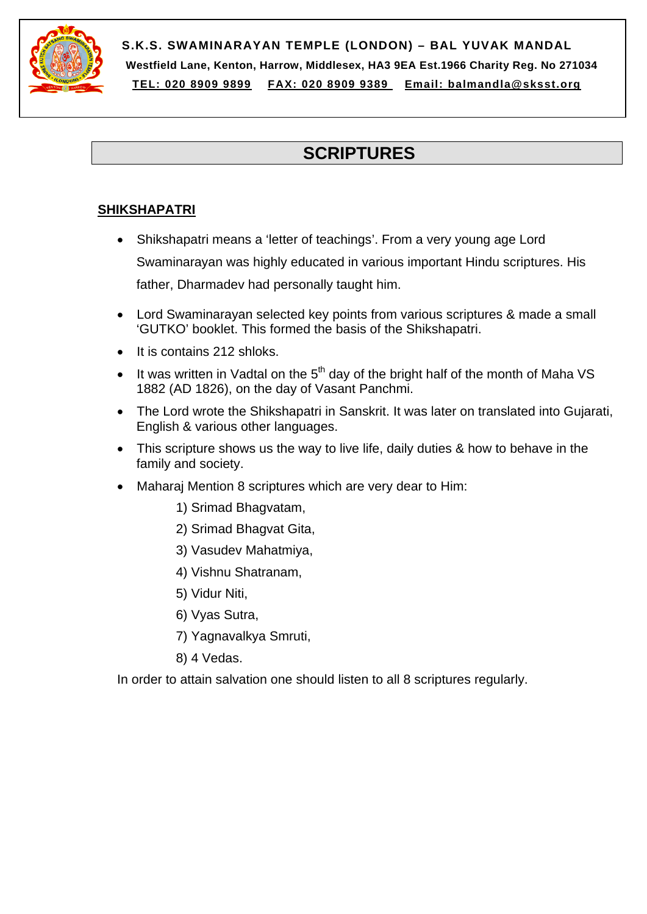**S.K.S. SWAMINARAYAN TEMPLE (LONDON) – BAL YUVAK MANDAL**

**Westfield Lane, Kenton, Harrow, Middlesex, HA3 9EA Est.1966 Charity Reg. No 271034**

**TEL: 020 8909 9899 FAX: 020 8909 9389 Email: balmandla@sksst.org**

# SCRIPTURES

## SHIKSHAPATRI

- Shikshapatri means a 'letter of teachings'. From a very young age Lord Swaminarayan was highly educated in various important Hindu scriptures. His father, Dharmadev had personally taught him.
- Lord Swaminarayan selected key points from various scriptures & made a small 'GUTKO' booklet. This formed the basis of the Shikshapatri.
- It is contains 212 shloks.
- It was written in Vadtal on the 5th day of the bright half of the month of Maha VS 1882 (AD 1826), on the day of Vasant Panchmi.
- The Lord wrote the Shikshapatri in Sanskrit. It was later on translated into Gujarati, English & various other languages.
- This scripture shows us the way to live life, daily duties & how to behave in the family and society.
- Maharaj Mention 8 scriptures which are very dear to Him:
  1) Srimad Bhagvatam,
  2) Srimad Bhagvat Gita,
  3) Vasudev Mahatmiya,
  4) Vishnu Shatranam,
  5) Vidur Niti,
  6) Vyas Sutra,
  7) Yagnavalkya Smruti,
  8) 4 Vedas.

In order to attain salvation one should listen to all 8 scriptures regularly.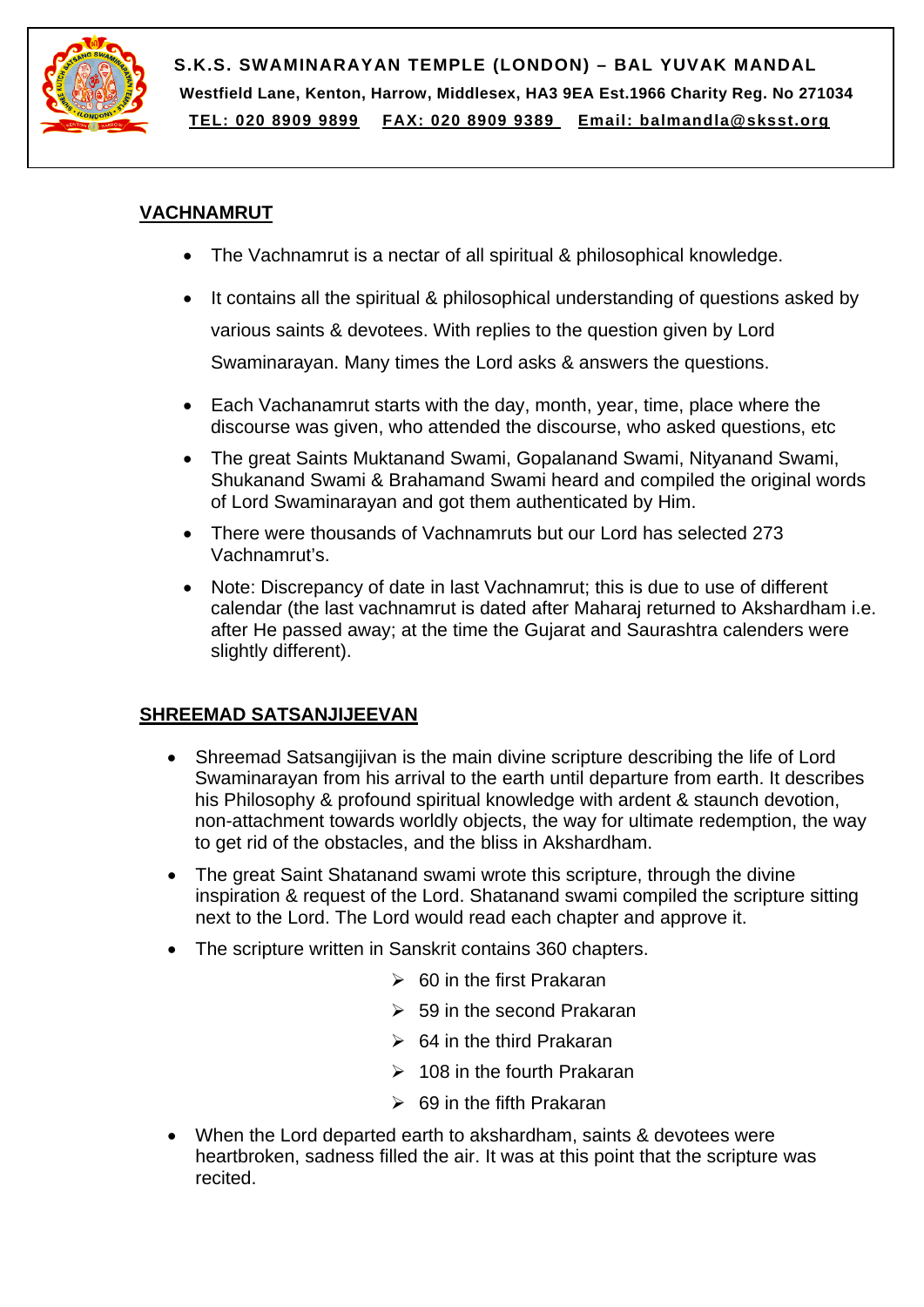**S.K.S. SWAMINARAYAN TEMPLE (LONDON) – BAL YUVAK MANDAL**
**Westfield Lane, Kenton, Harrow, Middlesex, HA3 9EA Est.1966 Charity Reg. No 271034**
**TEL: 020 8909 9899 FAX: 020 8909 9389 Email: balmandla@sksst.org**

## VACHNAMRUT

- The Vachnamrut is a nectar of all spiritual & philosophical knowledge.
- It contains all the spiritual & philosophical understanding of questions asked by various saints & devotees. With replies to the question given by Lord Swaminarayan. Many times the Lord asks & answers the questions.
- Each Vachanamrut starts with the day, month, year, time, place where the discourse was given, who attended the discourse, who asked questions, etc
- The great Saints Muktanand Swami, Gopalanand Swami, Nityanand Swami, Shukanand Swami & Brahamand Swami heard and compiled the original words of Lord Swaminarayan and got them authenticated by Him.
- There were thousands of Vachnamruts but our Lord has selected 273 Vachnamrut's.
- Note: Discrepancy of date in last Vachnamrut; this is due to use of different calendar (the last vachnamrut is dated after Maharaj returned to Akshardham i.e. after He passed away; at the time the Gujarat and Saurashtra calenders were slightly different).

## SHREEMAD SATSANJIJEEVAN

- Shreemad Satsangijivan is the main divine scripture describing the life of Lord Swaminarayan from his arrival to the earth until departure from earth. It describes his Philosophy & profound spiritual knowledge with ardent & staunch devotion, non-attachment towards worldly objects, the way for ultimate redemption, the way to get rid of the obstacles, and the bliss in Akshardham.
- The great Saint Shatanand swami wrote this scripture, through the divine inspiration & request of the Lord. Shatanand swami compiled the scripture sitting next to the Lord. The Lord would read each chapter and approve it.
- The scripture written in Sanskrit contains 360 chapters.
  - 60 in the first Prakaran
  - 59 in the second Prakaran
  - 64 in the third Prakaran
  - 108 in the fourth Prakaran
  - 69 in the fifth Prakaran
- When the Lord departed earth to akshardham, saints & devotees were heartbroken, sadness filled the air. It was at this point that the scripture was recited.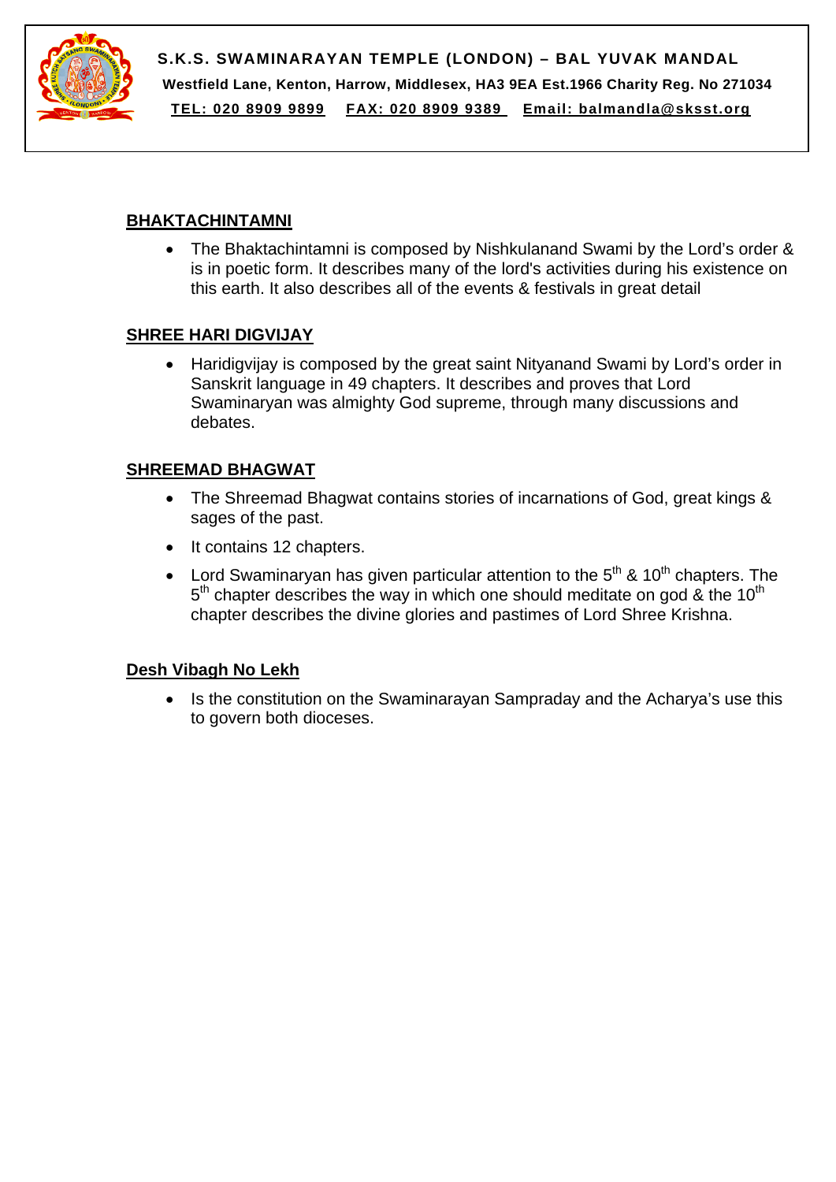## BHAKTACHINTAMNI

- The Bhaktachintamni is composed by Nishkulanand Swami by the Lord's order & is in poetic form. It describes many of the lord's activities during his existence on this earth. It also describes all of the events & festivals in great detail

## SHREE HARI DIGVIJAY

- Haridigvijay is composed by the great saint Nityanand Swami by Lord's order in Sanskrit language in 49 chapters. It describes and proves that Lord Swaminaryan was almighty God supreme, through many discussions and debates.

## SHREEMAD BHAGWAT

- The Shreemad Bhagwat contains stories of incarnations of God, great kings & sages of the past.
- It contains 12 chapters.
- Lord Swaminaryan has given particular attention to the 5th & 10th chapters. The 5th chapter describes the way in which one should meditate on god & the 10th chapter describes the divine glories and pastimes of Lord Shree Krishna.

## Desh Vibagh No Lekh

- Is the constitution on the Swaminarayan Sampraday and the Acharya's use this to govern both dioceses.